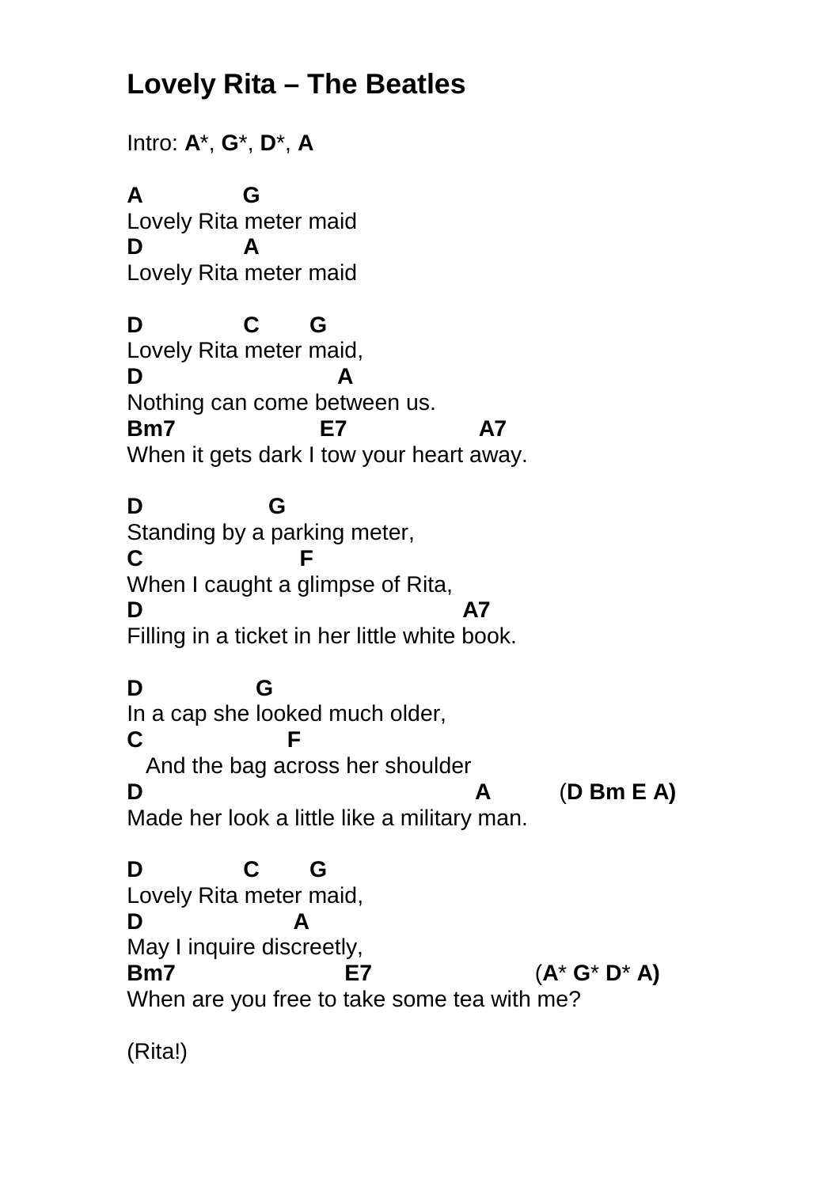# Lovely Rita – The Beatles

Intro: **A***, **G***, **D***, **A**

```
A              G
Lovely Rita meter maid
D              A
Lovely Rita meter maid

D              C       G
Lovely Rita meter maid,
D                          A
Nothing can come between us.
Bm7                    E7                  A7
When it gets dark I tow your heart away.

D                  G
Standing by a parking meter,
C                    F
When I caught a glimpse of Rita,
D                                         A7
Filling in a ticket in her little white book.

D                G
In a cap she looked much older,
C                  F
   And the bag across her shoulder
D                                           A          (D Bm E A)
Made her look a little like a military man.

D              C       G
Lovely Rita meter maid,
D                   A
May I inquire discreetly,
Bm7                       E7                     (A* G* D* A)
When are you free to take some tea with me?
```

(Rita!)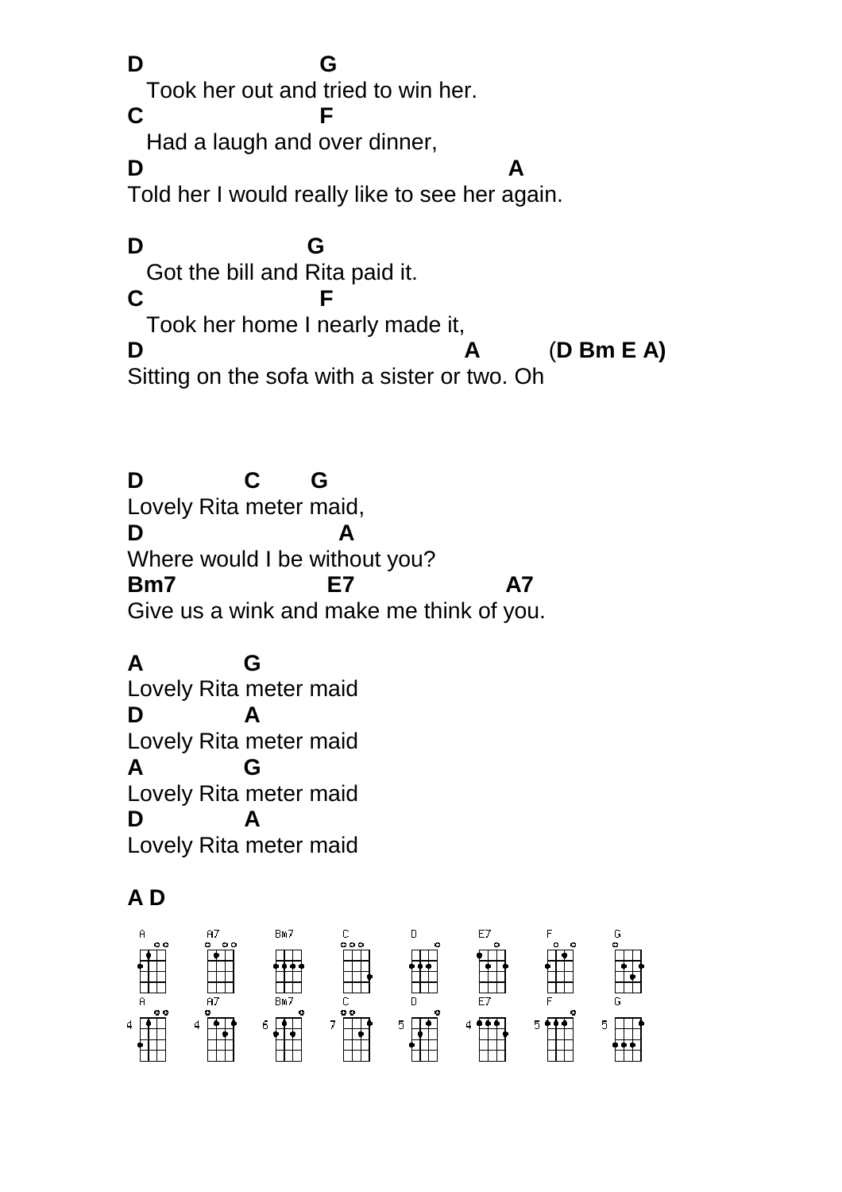**D G**
  Took her out and tried to win her.
**C F**
  Had a laugh and over dinner,
**D A**
Told her I would really like to see her again.

**D G**
  Got the bill and Rita paid it.
**C F**
  Took her home I nearly made it,
**D A** (**D Bm E A)**
Sitting on the sofa with a sister or two. Oh

**D C G**
Lovely Rita meter maid,
**D A**
Where would I be without you?
**Bm7 E7 A7**
Give us a wink and make me think of you.

**A G**
Lovely Rita meter maid
**D A**
Lovely Rita meter maid
**A G**
Lovely Rita meter maid
**D A**
Lovely Rita meter maid

**A D**

A A7 Bm7 C D E7 F G

A A7 Bm7 C D E7 F G

4 4 6 7 5 4 5 5